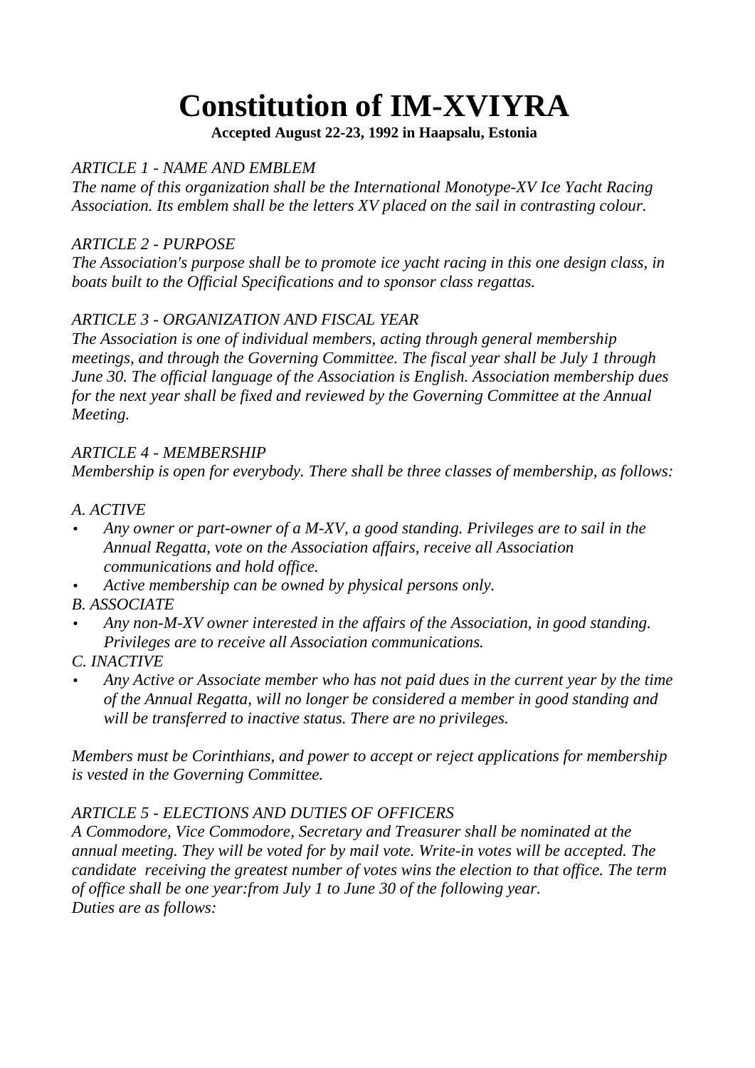# Constitution of IM-XVIYRA

**Accepted August 22-23, 1992 in Haapsalu, Estonia**

*ARTICLE 1 - NAME AND EMBLEM*
*The name of this organization shall be the International Monotype-XV Ice Yacht Racing Association. Its emblem shall be the letters XV placed on the sail in contrasting colour.*

*ARTICLE 2 - PURPOSE*
*The Association's purpose shall be to promote ice yacht racing in this one design class, in boats built to the Official Specifications and to sponsor class regattas.*

*ARTICLE 3 - ORGANIZATION AND FISCAL YEAR*
*The Association is one of individual members, acting through general membership meetings, and through the Governing Committee. The fiscal year shall be July 1 through June 30. The official language of the Association is English. Association membership dues for the next year shall be fixed and reviewed by the Governing Committee at the Annual Meeting.*

*ARTICLE 4 - MEMBERSHIP*
*Membership is open for everybody. There shall be three classes of membership, as follows:*

*A. ACTIVE*

- *Any owner or part-owner of a M-XV, a good standing. Privileges are to sail in the Annual Regatta, vote on the Association affairs, receive all Association communications and hold office.*
- *Active membership can be owned by physical persons only.*

*B. ASSOCIATE*

- *Any non-M-XV owner interested in the affairs of the Association, in good standing. Privileges are to receive all Association communications.*

*C. INACTIVE*

- *Any Active or Associate member who has not paid dues in the current year by the time of the Annual Regatta, will no longer be considered a member in good standing and will be transferred to inactive status. There are no privileges.*

*Members must be Corinthians, and power to accept or reject applications for membership is vested in the Governing Committee.*

*ARTICLE 5 - ELECTIONS AND DUTIES OF OFFICERS*
*A Commodore, Vice Commodore, Secretary and Treasurer shall be nominated at the annual meeting. They will be voted for by mail vote. Write-in votes will be accepted. The candidate receiving the greatest number of votes wins the election to that office. The term of office shall be one year:from July 1 to June 30 of the following year.*
*Duties are as follows:*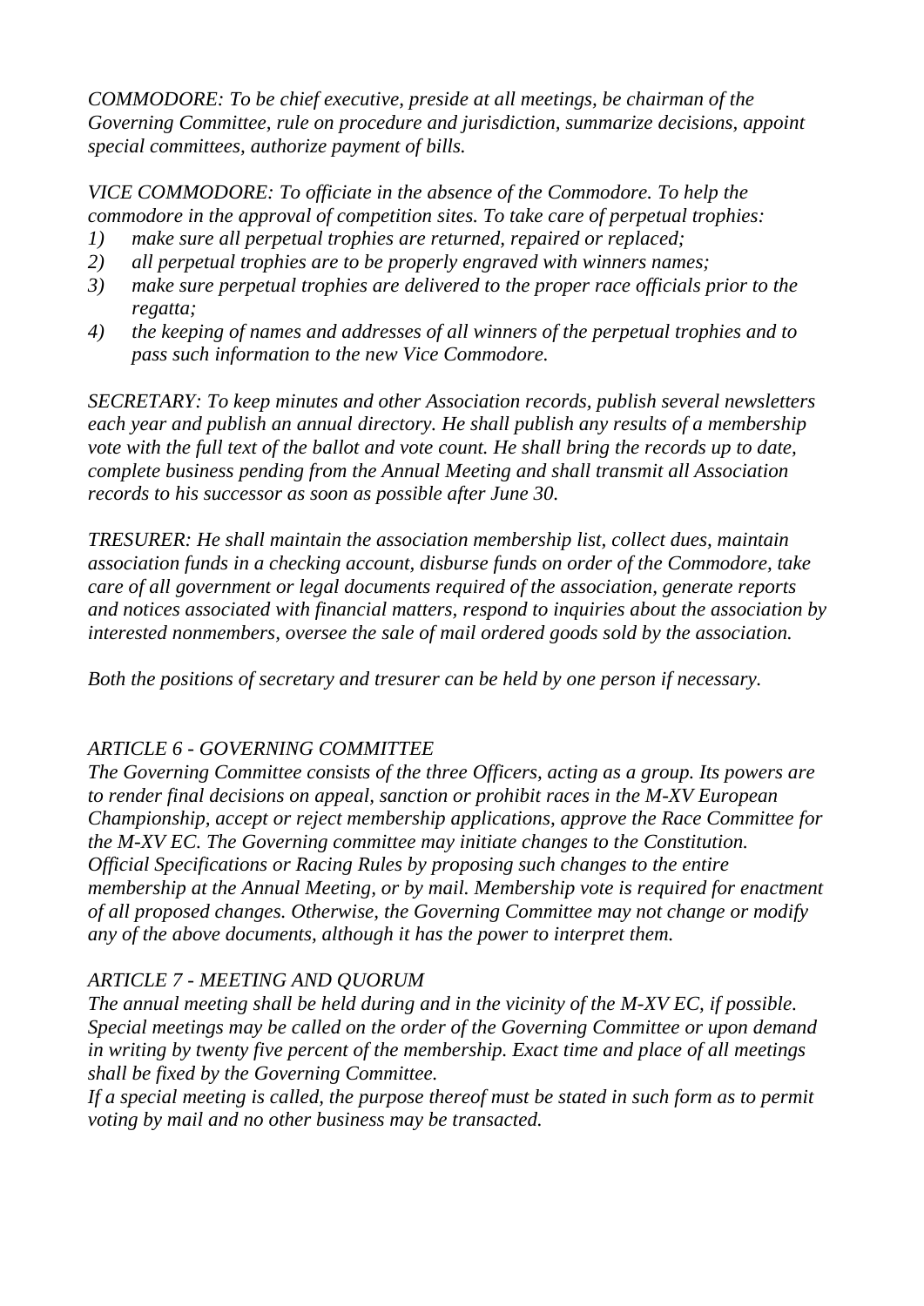*COMMODORE: To be chief executive, preside at all meetings, be chairman of the Governing Committee, rule on procedure and jurisdiction, summarize decisions, appoint special committees, authorize payment of bills.*

*VICE COMMODORE: To officiate in the absence of the Commodore. To help the commodore in the approval of competition sites. To take care of perpetual trophies:*

1) *make sure all perpetual trophies are returned, repaired or replaced;*
2) *all perpetual trophies are to be properly engraved with winners names;*
3) *make sure perpetual trophies are delivered to the proper race officials prior to the regatta;*
4) *the keeping of names and addresses of all winners of the perpetual trophies and to pass such information to the new Vice Commodore.*

*SECRETARY: To keep minutes and other Association records, publish several newsletters each year and publish an annual directory. He shall publish any results of a membership vote with the full text of the ballot and vote count. He shall bring the records up to date, complete business pending from the Annual Meeting and shall transmit all Association records to his successor as soon as possible after June 30.*

*TRESURER: He shall maintain the association membership list, collect dues, maintain association funds in a checking account, disburse funds on order of the Commodore, take care of all government or legal documents required of the association, generate reports and notices associated with financial matters, respond to inquiries about the association by interested nonmembers, oversee the sale of mail ordered goods sold by the association.*

*Both the positions of secretary and tresurer can be held by one person if necessary.*

## *ARTICLE 6 - GOVERNING COMMITTEE*

*The Governing Committee consists of the three Officers, acting as a group. Its powers are to render final decisions on appeal, sanction or prohibit races in the M-XV European Championship, accept or reject membership applications, approve the Race Committee for the M-XV EC. The Governing committee may initiate changes to the Constitution. Official Specifications or Racing Rules by proposing such changes to the entire membership at the Annual Meeting, or by mail. Membership vote is required for enactment of all proposed changes. Otherwise, the Governing Committee may not change or modify any of the above documents, although it has the power to interpret them.*

## *ARTICLE 7 - MEETING AND QUORUM*

*The annual meeting shall be held during and in the vicinity of the M-XV EC, if possible. Special meetings may be called on the order of the Governing Committee or upon demand in writing by twenty five percent of the membership. Exact time and place of all meetings shall be fixed by the Governing Committee.*
*If a special meeting is called, the purpose thereof must be stated in such form as to permit voting by mail and no other business may be transacted.*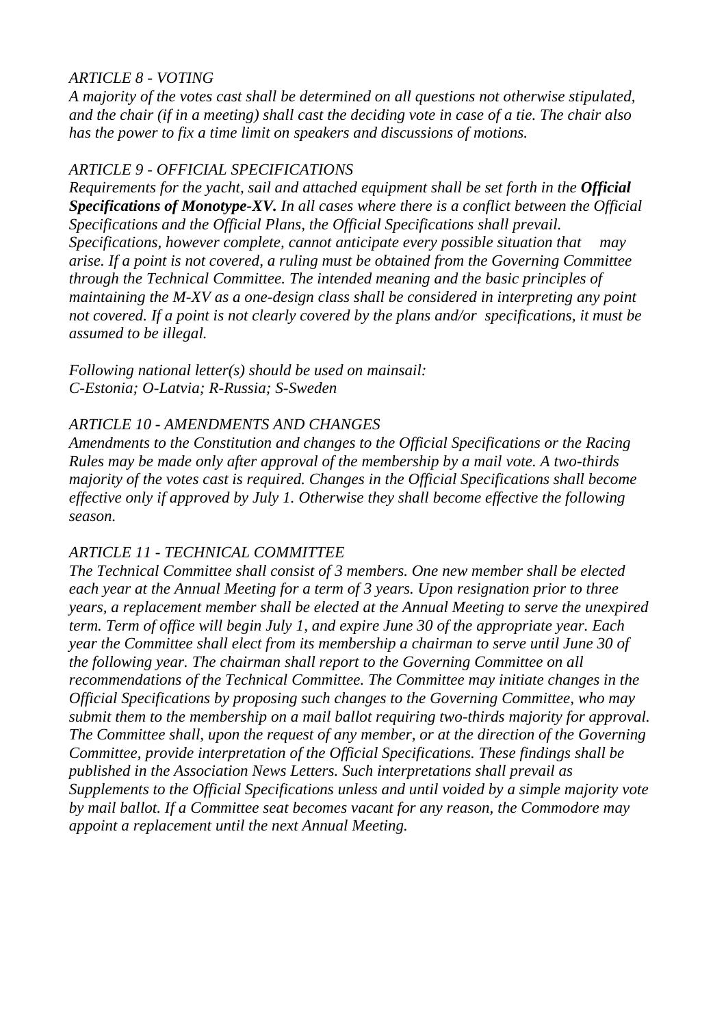*ARTICLE 8 - VOTING*

*A majority of the votes cast shall be determined on all questions not otherwise stipulated, and the chair (if in a meeting) shall cast the deciding vote in case of a tie. The chair also has the power to fix a time limit on speakers and discussions of motions.*

*ARTICLE 9 - OFFICIAL SPECIFICATIONS*

*Requirements for the yacht, sail and attached equipment shall be set forth in the* ***Official Specifications of Monotype-XV.*** *In all cases where there is a conflict between the Official Specifications and the Official Plans, the Official Specifications shall prevail. Specifications, however complete, cannot anticipate every possible situation that may arise. If a point is not covered, a ruling must be obtained from the Governing Committee through the Technical Committee. The intended meaning and the basic principles of maintaining the M-XV as a one-design class shall be considered in interpreting any point not covered. If a point is not clearly covered by the plans and/or specifications, it must be assumed to be illegal.*

*Following national letter(s) should be used on mainsail:*
*C-Estonia; O-Latvia; R-Russia; S-Sweden*

*ARTICLE 10 - AMENDMENTS AND CHANGES*

*Amendments to the Constitution and changes to the Official Specifications or the Racing Rules may be made only after approval of the membership by a mail vote. A two-thirds majority of the votes cast is required. Changes in the Official Specifications shall become effective only if approved by July 1. Otherwise they shall become effective the following season.*

*ARTICLE 11 - TECHNICAL COMMITTEE*

*The Technical Committee shall consist of 3 members. One new member shall be elected each year at the Annual Meeting for a term of 3 years. Upon resignation prior to three years, a replacement member shall be elected at the Annual Meeting to serve the unexpired term. Term of office will begin July 1, and expire June 30 of the appropriate year. Each year the Committee shall elect from its membership a chairman to serve until June 30 of the following year. The chairman shall report to the Governing Committee on all recommendations of the Technical Committee. The Committee may initiate changes in the Official Specifications by proposing such changes to the Governing Committee, who may submit them to the membership on a mail ballot requiring two-thirds majority for approval. The Committee shall, upon the request of any member, or at the direction of the Governing Committee, provide interpretation of the Official Specifications. These findings shall be published in the Association News Letters. Such interpretations shall prevail as Supplements to the Official Specifications unless and until voided by a simple majority vote by mail ballot. If a Committee seat becomes vacant for any reason, the Commodore may appoint a replacement until the next Annual Meeting.*